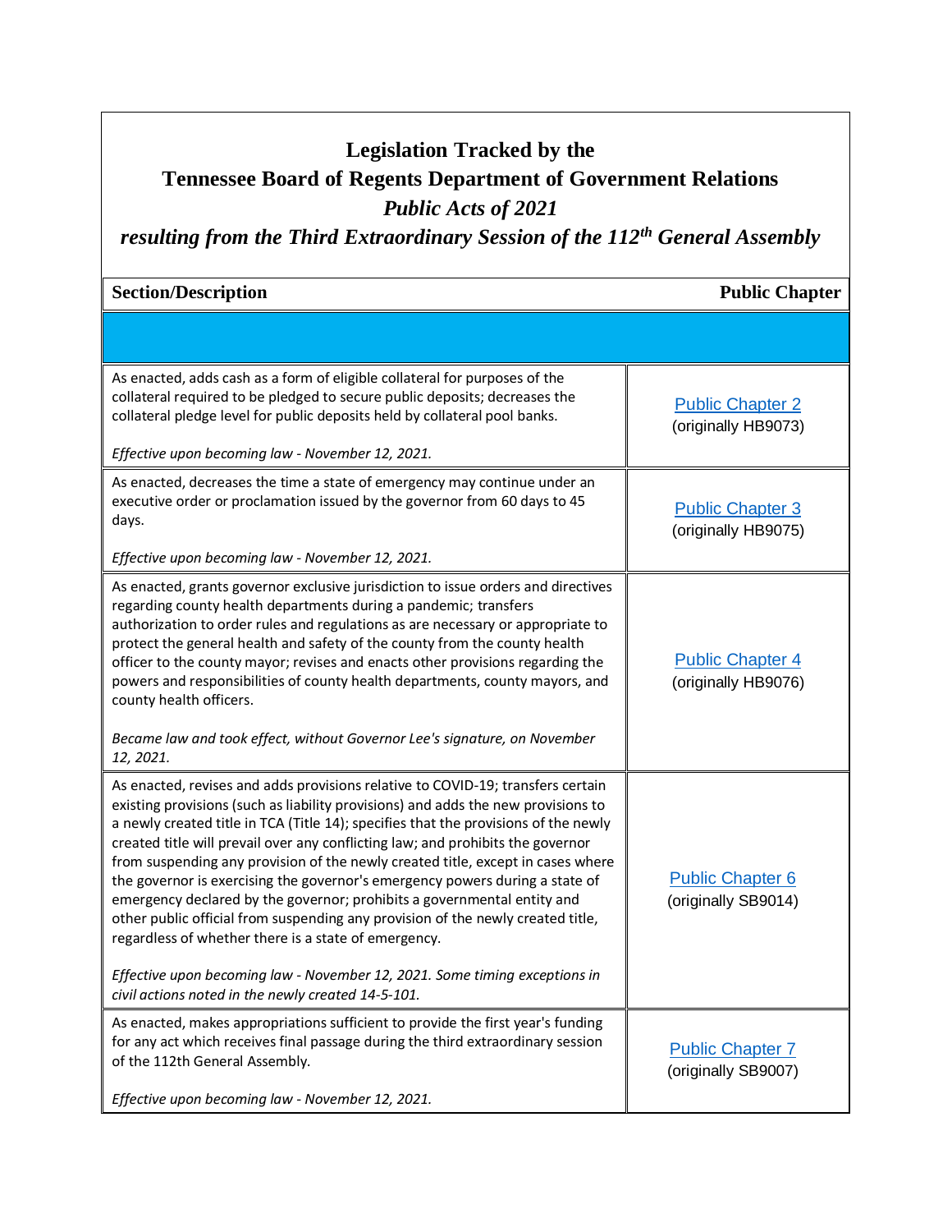# Legislation Tracked by the Tennessee Board of Regents Department of Government Relations

## *Public Acts of 2021*

## *resulting from the Third Extraordinary Session of the 112th General Assembly*

| Section/Description | Public Chapter |
| --- | --- |
| | |
| As enacted, adds cash as a form of eligible collateral for purposes of the collateral required to be pledged to secure public deposits; decreases the collateral pledge level for public deposits held by collateral pool banks.<br><br>*Effective upon becoming law - November 12, 2021.* | Public Chapter 2<br>(originally HB9073) |
| As enacted, decreases the time a state of emergency may continue under an executive order or proclamation issued by the governor from 60 days to 45 days.<br><br>*Effective upon becoming law - November 12, 2021.* | Public Chapter 3<br>(originally HB9075) |
| As enacted, grants governor exclusive jurisdiction to issue orders and directives regarding county health departments during a pandemic; transfers authorization to order rules and regulations as are necessary or appropriate to protect the general health and safety of the county from the county health officer to the county mayor; revises and enacts other provisions regarding the powers and responsibilities of county health departments, county mayors, and county health officers.<br><br>*Became law and took effect, without Governor Lee's signature, on November 12, 2021.* | Public Chapter 4<br>(originally HB9076) |
| As enacted, revises and adds provisions relative to COVID-19; transfers certain existing provisions (such as liability provisions) and adds the new provisions to a newly created title in TCA (Title 14); specifies that the provisions of the newly created title will prevail over any conflicting law; and prohibits the governor from suspending any provision of the newly created title, except in cases where the governor is exercising the governor's emergency powers during a state of emergency declared by the governor; prohibits a governmental entity and other public official from suspending any provision of the newly created title, regardless of whether there is a state of emergency.<br><br>*Effective upon becoming law - November 12, 2021. Some timing exceptions in civil actions noted in the newly created 14-5-101.* | Public Chapter 6<br>(originally SB9014) |
| As enacted, makes appropriations sufficient to provide the first year's funding for any act which receives final passage during the third extraordinary session of the 112th General Assembly.<br><br>*Effective upon becoming law - November 12, 2021.* | Public Chapter 7<br>(originally SB9007) |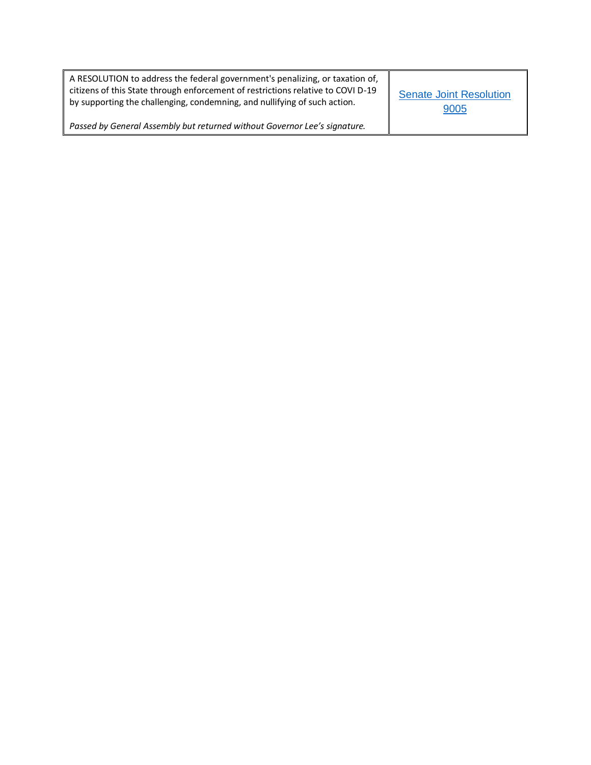| | |
|---|---|
| A RESOLUTION to address the federal government's penalizing, or taxation of, citizens of this State through enforcement of restrictions relative to COVI D-19 by supporting the challenging, condemning, and nullifying of such action.<br><br>*Passed by General Assembly but returned without Governor Lee's signature.* | Senate Joint Resolution 9005 |